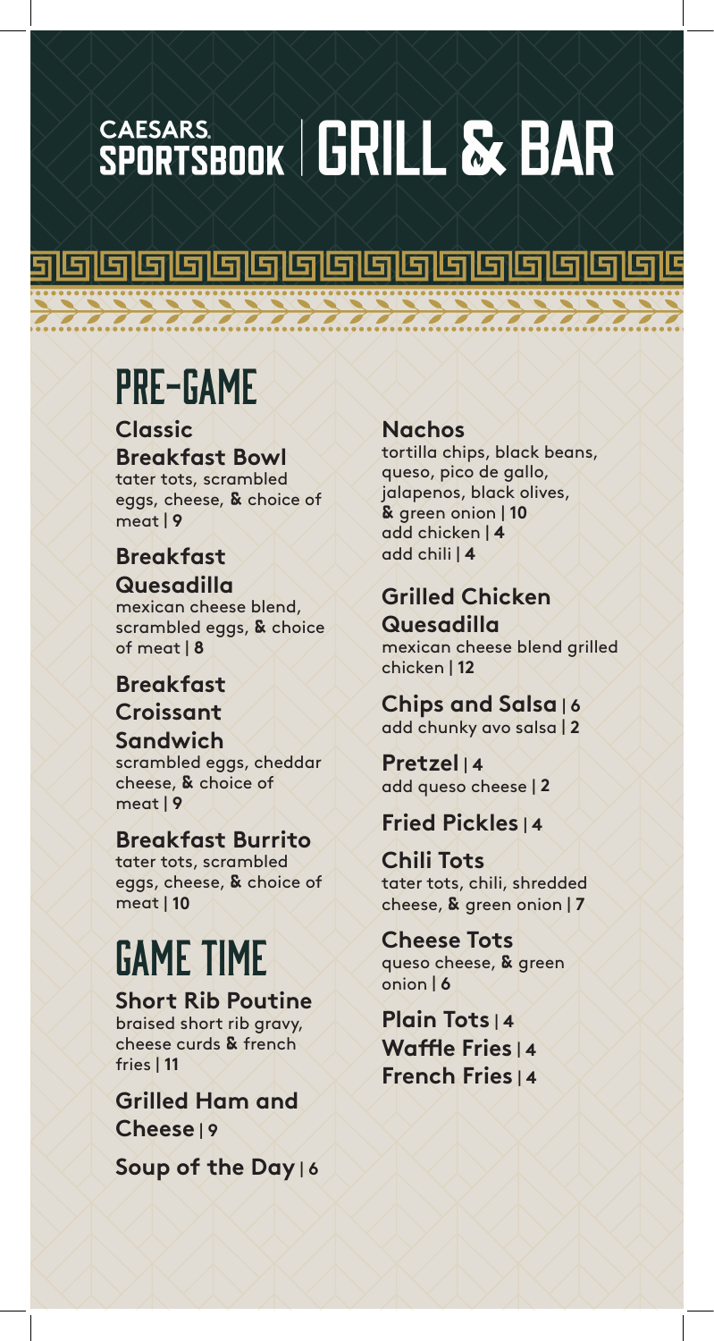# CAESARS SPORTSBOOK | GRILL & BAR

## PRE-GAME

**Classic Breakfast Bowl**
tater tots, scrambled eggs, cheese, & choice of meat | 9

**Breakfast Quesadilla**
mexican cheese blend, scrambled eggs, & choice of meat | 8

**Breakfast Croissant Sandwich**
scrambled eggs, cheddar cheese, & choice of meat | 9

**Breakfast Burrito**
tater tots, scrambled eggs, cheese, & choice of meat | 10

## GAME TIME

**Short Rib Poutine**
braised short rib gravy, cheese curds & french fries | 11

**Grilled Ham and Cheese** | 9

**Soup of the Day** | 6

**Nachos**
tortilla chips, black beans, queso, pico de gallo, jalapenos, black olives, & green onion | 10
add chicken | 4
add chili | 4

**Grilled Chicken Quesadilla**
mexican cheese blend grilled chicken | 12

**Chips and Salsa** | 6
add chunky avo salsa | 2

**Pretzel** | 4
add queso cheese | 2

**Fried Pickles** | 4

**Chili Tots**
tater tots, chili, shredded cheese, & green onion | 7

**Cheese Tots**
queso cheese, & green onion | 6

**Plain Tots** | 4
**Waffle Fries** | 4
**French Fries** | 4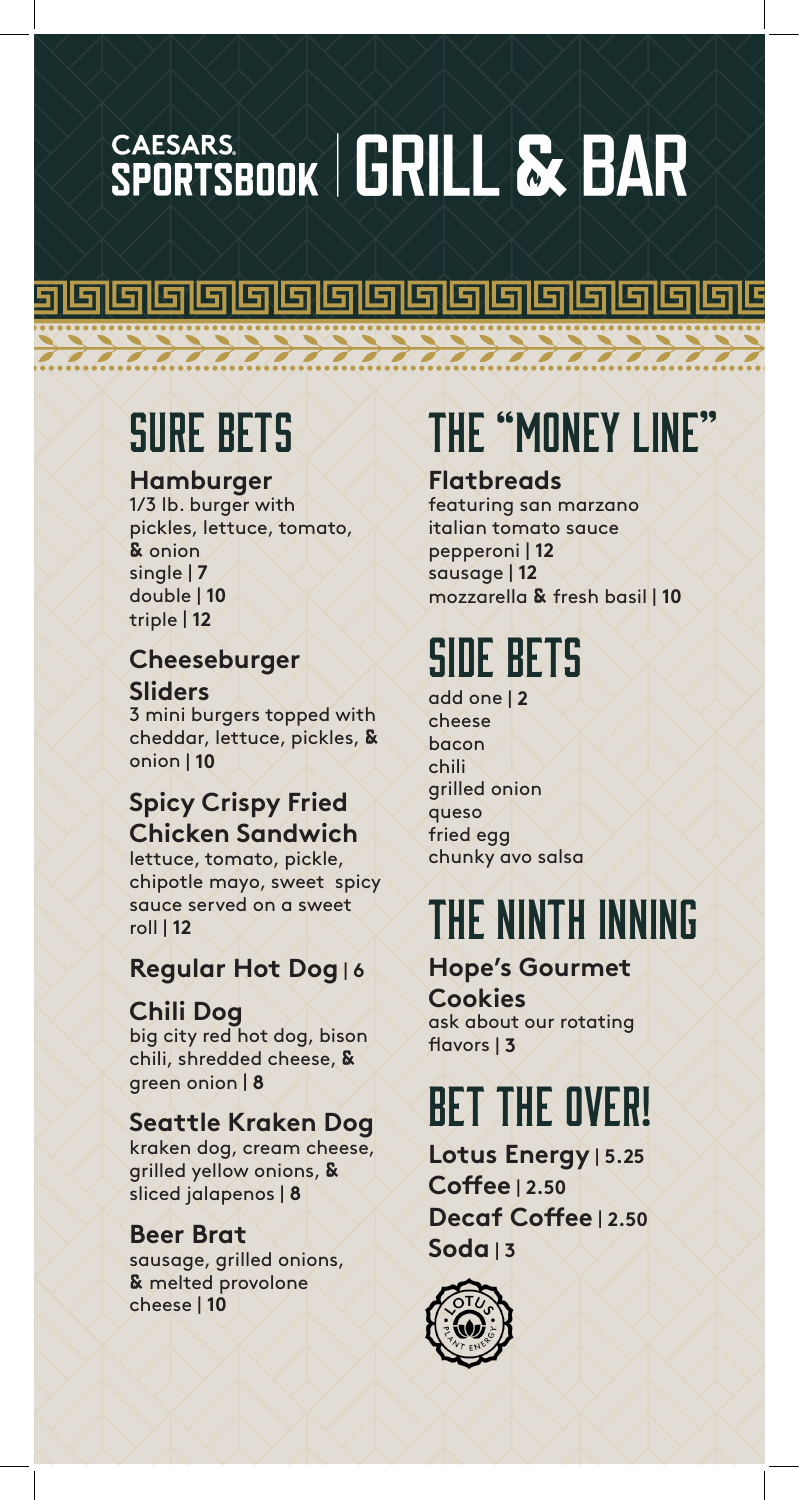# CAESARS SPORTSBOOK | GRILL & BAR

## SURE BETS

**Hamburger**
1/3 lb. burger with pickles, lettuce, tomato, **&** onion
single | **7**
double | **10**
triple | **12**

**Cheeseburger Sliders**
3 mini burgers topped with cheddar, lettuce, pickles, **&** onion | **10**

**Spicy Crispy Fried Chicken Sandwich**
lettuce, tomato, pickle, chipotle mayo, sweet spicy sauce served on a sweet roll | **12**

**Regular Hot Dog** | **6**

**Chili Dog**
big city red hot dog, bison chili, shredded cheese, **&** green onion | **8**

**Seattle Kraken Dog**
kraken dog, cream cheese, grilled yellow onions, **&** sliced jalapenos | **8**

**Beer Brat**
sausage, grilled onions, **&** melted provolone cheese | **10**

## THE "MONEY LINE"

**Flatbreads**
featuring san marzano italian tomato sauce
pepperoni | **12**
sausage | **12**
mozzarella **&** fresh basil | **10**

## SIDE BETS

add one | **2**
cheese
bacon
chili
grilled onion
queso
fried egg
chunky avo salsa

## THE NINTH INNING

**Hope's Gourmet Cookies**
ask about our rotating flavors | **3**

## BET THE OVER!

**Lotus Energy** | **5.25**
**Coffee** | **2.50**
**Decaf Coffee** | **2.50**
**Soda** | **3**